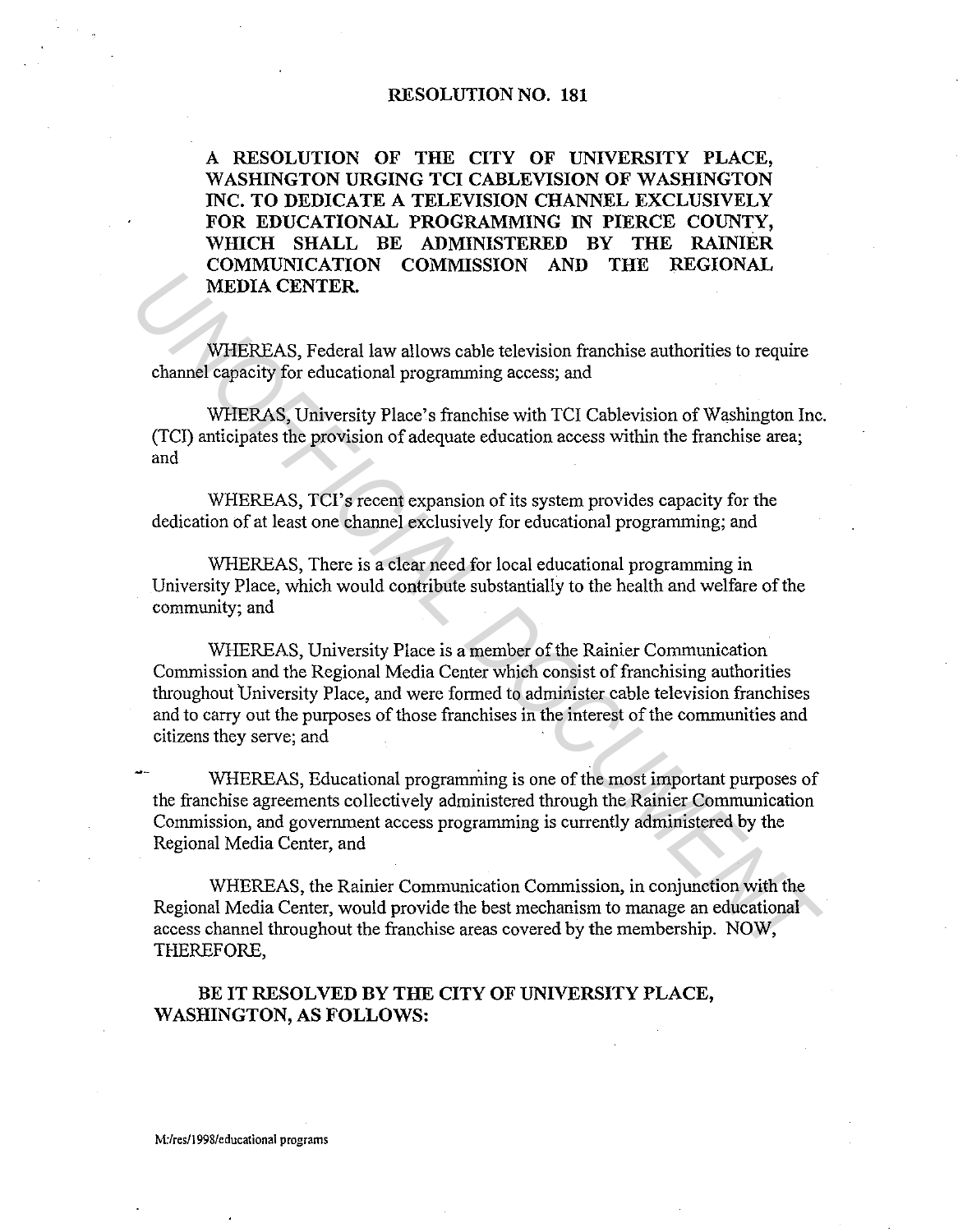# RESOLUTION NO. 181

**A RESOLUTION OF THE CITY OF UNIVERSITY PLACE, WASHINGTON URGING TCI CABLEVISION OF WASHINGTON INC. TO DEDICATE A TELEVISION CHANNEL EXCLUSIVELY FOR EDUCATIONAL PROGRAMMING IN PIERCE COUNTY, WHICH SHALL BE ADMINISTERED BY THE RAINIER COMMUNICATION COMMISSION AND THE REGIONAL MEDIA CENTER.**

WHEREAS, Federal law allows cable television franchise authorities to require channel capacity for educational programming access; and

WHERAS, University Place's franchise with TCI Cablevision of Washington Inc. (TCI) anticipates the provision of adequate education access within the franchise area; and

WHEREAS, TCI's recent expansion of its system provides capacity for the dedication of at least one channel exclusively for educational programming; and

WHEREAS, There is a clear need for local educational programming in University Place, which would contribute substantially to the health and welfare of the community; and

WHEREAS, University Place is a member of the Rainier Communication Commission and the Regional Media Center which consist of franchising authorities throughout University Place, and were formed to administer cable television franchises and to carry out the purposes of those franchises in the interest of the communities and citizens they serve; and

WHEREAS, Educational programming is one of the most important purposes of the franchise agreements collectively administered through the Rainier Communication Commission, and government access programming is currently administered by the Regional Media Center, and

WHEREAS, the Rainier Communication Commission, in conjunction with the Regional Media Center, would provide the best mechanism to manage an educational access channel throughout the franchise areas covered by the membership. NOW, THEREFORE,

**BE IT RESOLVED BY THE CITY OF UNIVERSITY PLACE, WASHINGTON, AS FOLLOWS:**

M:/res/1998/educational programs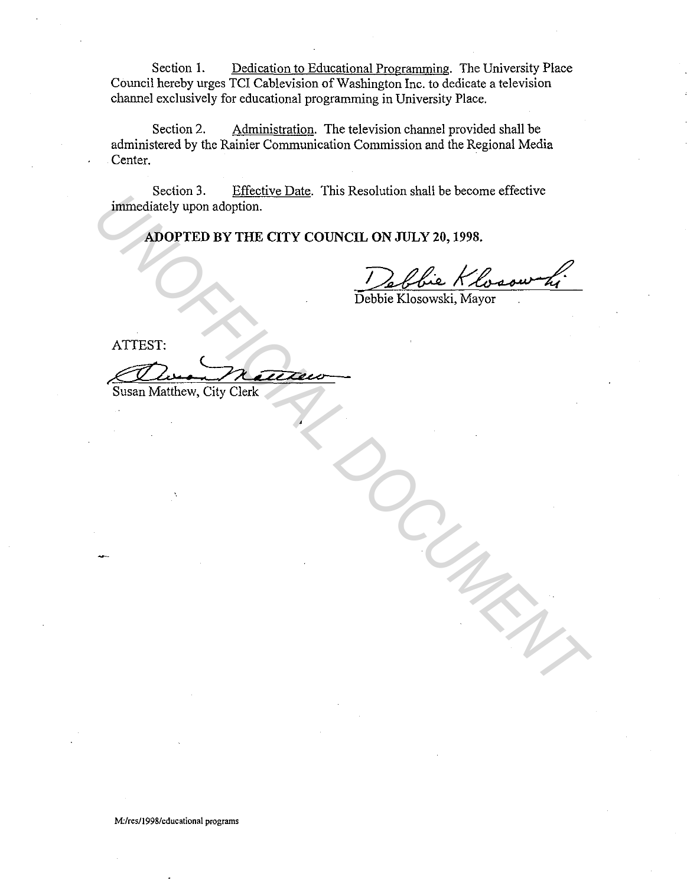Section 1. Dedication to Educational Programming. The University Place Council hereby urges TCI Cablevision of Washington Inc. to dedicate a television channel exclusively for educational programming in University Place.

Section 2. Administration. The television channel provided shall be administered by the Rainier Communication Commission and the Regional Media Center.

Section 3. Effective Date. This Resolution shall be become effective immediately upon adoption.

**ADOPTED BY THE CITY COUNCIL ON JULY 20, 1998.**

Debbie Klosowski, Mayor

ATTEST:

Susan Matthew, City Clerk

UNOFFICIAL DOCUMENT

M:/res/1998/educational programs